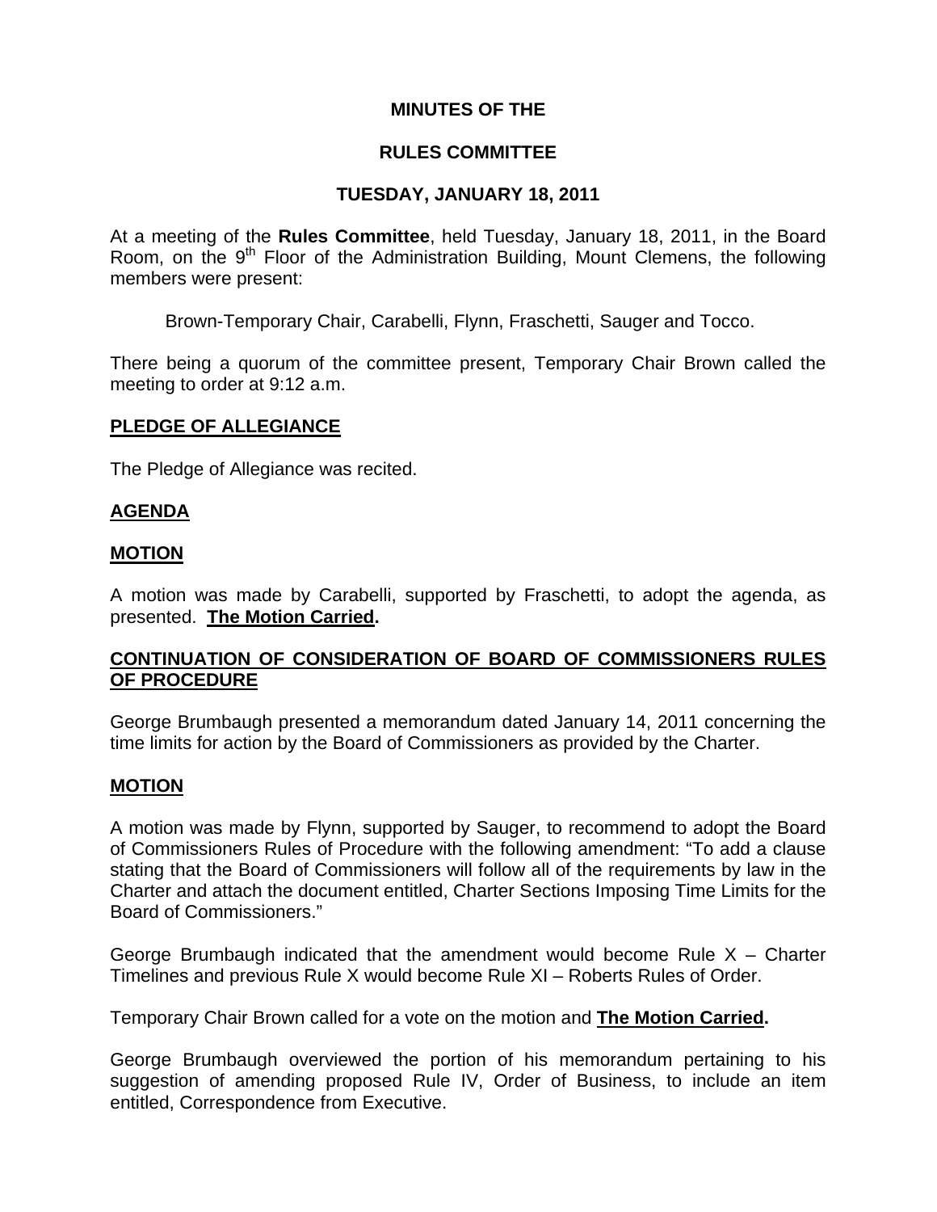# MINUTES OF THE

# RULES COMMITTEE

# TUESDAY, JANUARY 18, 2011

At a meeting of the **Rules Committee**, held Tuesday, January 18, 2011, in the Board Room, on the 9th Floor of the Administration Building, Mount Clemens, the following members were present:

Brown-Temporary Chair, Carabelli, Flynn, Fraschetti, Sauger and Tocco.

There being a quorum of the committee present, Temporary Chair Brown called the meeting to order at 9:12 a.m.

## PLEDGE OF ALLEGIANCE

The Pledge of Allegiance was recited.

## AGENDA

## MOTION

A motion was made by Carabelli, supported by Fraschetti, to adopt the agenda, as presented. **The Motion Carried.**

## CONTINUATION OF CONSIDERATION OF BOARD OF COMMISSIONERS RULES OF PROCEDURE

George Brumbaugh presented a memorandum dated January 14, 2011 concerning the time limits for action by the Board of Commissioners as provided by the Charter.

## MOTION

A motion was made by Flynn, supported by Sauger, to recommend to adopt the Board of Commissioners Rules of Procedure with the following amendment: "To add a clause stating that the Board of Commissioners will follow all of the requirements by law in the Charter and attach the document entitled, Charter Sections Imposing Time Limits for the Board of Commissioners."

George Brumbaugh indicated that the amendment would become Rule X – Charter Timelines and previous Rule X would become Rule XI – Roberts Rules of Order.

Temporary Chair Brown called for a vote on the motion and **The Motion Carried.**

George Brumbaugh overviewed the portion of his memorandum pertaining to his suggestion of amending proposed Rule IV, Order of Business, to include an item entitled, Correspondence from Executive.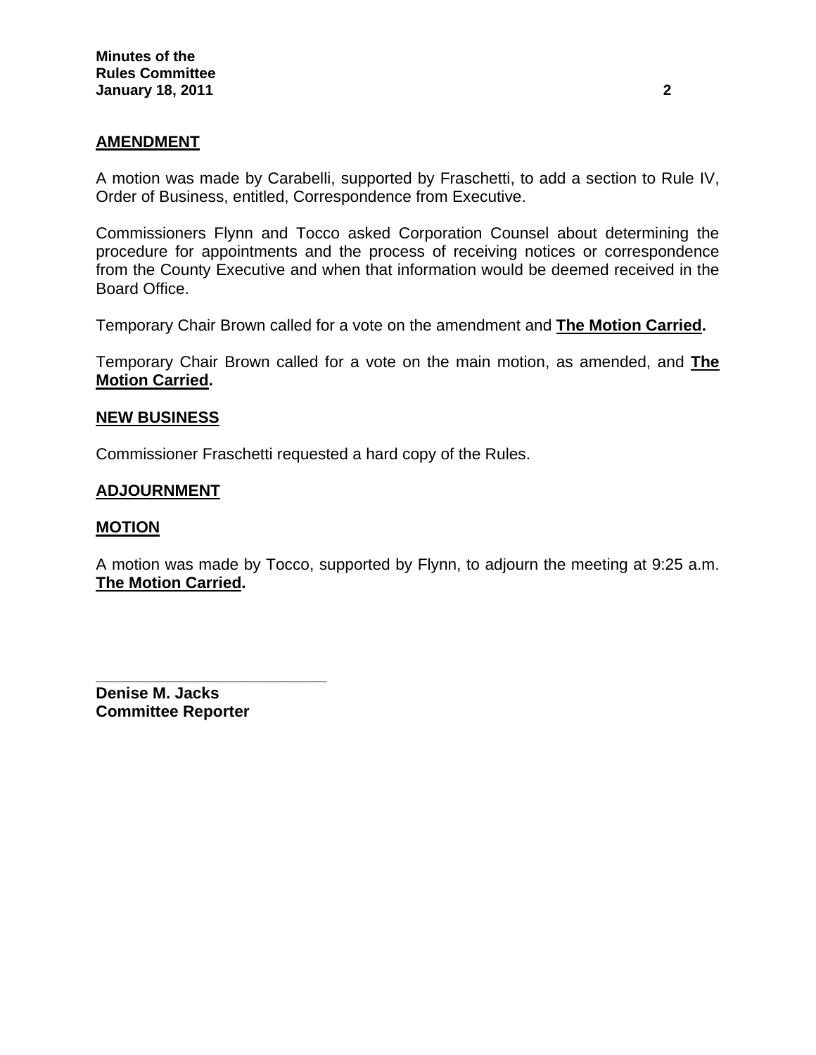**AMENDMENT**

A motion was made by Carabelli, supported by Fraschetti, to add a section to Rule IV, Order of Business, entitled, Correspondence from Executive.

Commissioners Flynn and Tocco asked Corporation Counsel about determining the procedure for appointments and the process of receiving notices or correspondence from the County Executive and when that information would be deemed received in the Board Office.

Temporary Chair Brown called for a vote on the amendment and **The Motion Carried.**

Temporary Chair Brown called for a vote on the main motion, as amended, and **The Motion Carried.**

**NEW BUSINESS**

Commissioner Fraschetti requested a hard copy of the Rules.

**ADJOURNMENT**

**MOTION**

A motion was made by Tocco, supported by Flynn, to adjourn the meeting at 9:25 a.m. **The Motion Carried.**

\_\_\_\_\_\_\_\_\_\_\_\_\_\_\_\_\_\_\_\_\_\_\_\_\_\_\_\_

**Denise M. Jacks**
**Committee Reporter**